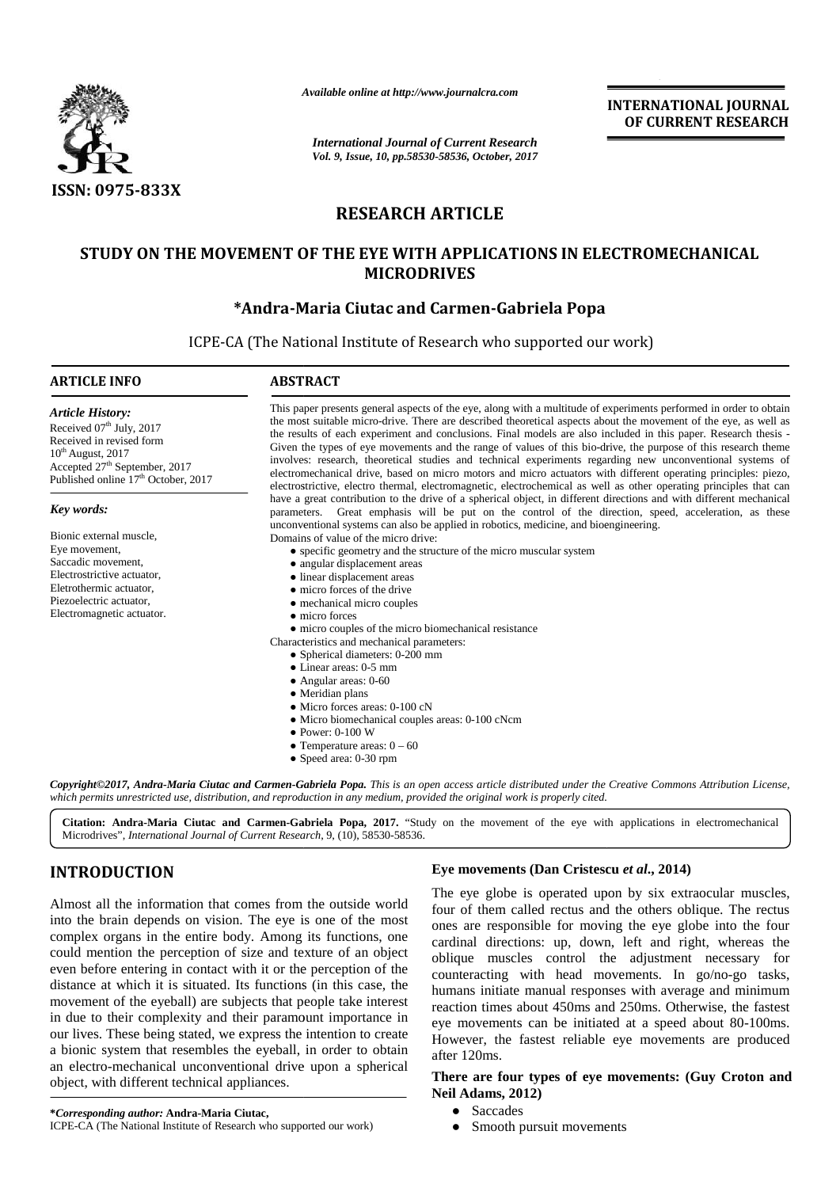*Available online at http://www.journalcra.com*

*International Journal of Current Research*
*Vol. 9, Issue, 10, pp.58530-58536, October, 2017*

**INTERNATIONAL JOURNAL OF CURRENT RESEARCH**

ISSN: 0975-833X

# RESEARCH ARTICLE

# STUDY ON THE MOVEMENT OF THE EYE WITH APPLICATIONS IN ELECTROMECHANICAL MICRODRIVES

## *Andra-Maria Ciutac and Carmen-Gabriela Popa

ICPE-CA (The National Institute of Research who supported our work)

### ARTICLE INFO

*Article History:*

Received 07[th] July, 2017
Received in revised form
10[th] August, 2017
Accepted 27[th] September, 2017
Published online 17[th] October, 2017

*Key words:*

Bionic external muscle,
Eye movement,
Saccadic movement,
Electrostrictive actuator,
Eletrothermic actuator,
Piezoelectric actuator,
Electromagnetic actuator.

### ABSTRACT

This paper presents general aspects of the eye, along with a multitude of experiments performed in order to obtain the most suitable micro-drive. There are described theoretical aspects about the movement of the eye, as well as the results of each experiment and conclusions. Final models are also included in this paper. Research thesis - Given the types of eye movements and the range of values of this bio-drive, the purpose of this research theme involves: research, theoretical studies and technical experiments regarding new unconventional systems of electromechanical drive, based on micro motors and micro actuators with different operating principles: piezo, electrostrictive, electro thermal, electromagnetic, electrochemical as well as other operating principles that can have a great contribution to the drive of a spherical object, in different directions and with different mechanical parameters. Great emphasis will be put on the control of the direction, speed, acceleration, as these unconventional systems can also be applied in robotics, medicine, and bioengineering.

Domains of value of the micro drive:

- specific geometry and the structure of the micro muscular system
- angular displacement areas
- linear displacement areas
- micro forces of the drive
- mechanical micro couples
- micro forces
- micro couples of the micro biomechanical resistance

Characteristics and mechanical parameters:

- Spherical diameters: 0-200 mm
- Linear areas: 0-5 mm
- Angular areas: 0-60
- Meridian plans
- Micro forces areas: 0-100 cN
- Micro biomechanical couples areas: 0-100 cNcm
- Power: 0-100 W
- Temperature areas: 0 – 60
- Speed area: 0-30 rpm

***Copyright©2017, Andra-Maria Ciutac and Carmen-Gabriela Popa.*** *This is an open access article distributed under the Creative Commons Attribution License, which permits unrestricted use, distribution, and reproduction in any medium, provided the original work is properly cited.*

**Citation: Andra-Maria Ciutac and Carmen-Gabriela Popa, 2017.** "Study on the movement of the eye with applications in electromechanical Microdrives", *International Journal of Current Research*, 9, (10), 58530-58536.

## INTRODUCTION

Almost all the information that comes from the outside world into the brain depends on vision. The eye is one of the most complex organs in the entire body. Among its functions, one could mention the perception of size and texture of an object even before entering in contact with it or the perception of the distance at which it is situated. Its functions (in this case, the movement of the eyeball) are subjects that people take interest in due to their complexity and their paramount importance in our lives. These being stated, we express the intention to create a bionic system that resembles the eyeball, in order to obtain an electro-mechanical unconventional drive upon a spherical object, with different technical appliances.

### Eye movements (Dan Cristescu *et al*., 2014)

The eye globe is operated upon by six extraocular muscles, four of them called rectus and the others oblique. The rectus ones are responsible for moving the eye globe into the four cardinal directions: up, down, left and right, whereas the oblique muscles control the adjustment necessary for counteracting with head movements. In go/no-go tasks, humans initiate manual responses with average and minimum reaction times about 450ms and 250ms. Otherwise, the fastest eye movements can be initiated at a speed about 80-100ms. However, the fastest reliable eye movements are produced after 120ms.

**There are four types of eye movements: (Guy Croton and Neil Adams, 2012)**

- Saccades
- Smooth pursuit movements

***Corresponding author:*** **Andra-Maria Ciutac,**
ICPE-CA (The National Institute of Research who supported our work)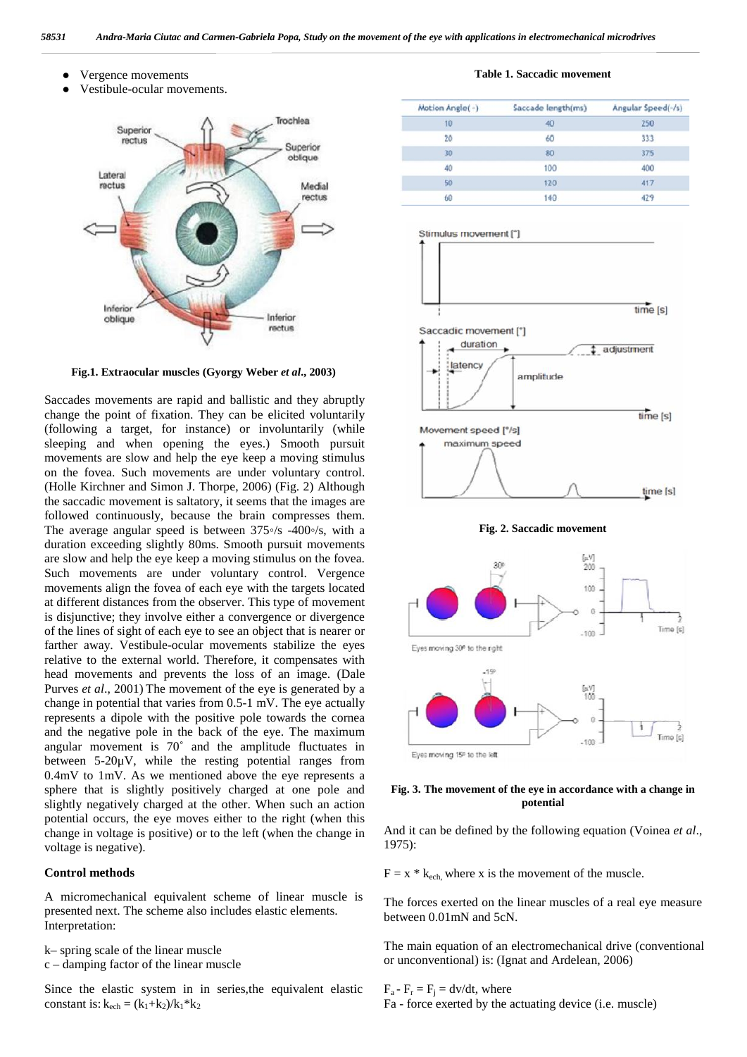- Vergence movements
- Vestibule-ocular movements.

**Fig.1. Extraocular muscles (Gyorgy Weber *et al*., 2003)**

Saccades movements are rapid and ballistic and they abruptly change the point of fixation. They can be elicited voluntarily (following a target, for instance) or involuntarily (while sleeping and when opening the eyes.) Smooth pursuit movements are slow and help the eye keep a moving stimulus on the fovea. Such movements are under voluntary control. (Holle Kirchner and Simon J. Thorpe, 2006) (Fig. 2) Although the saccadic movement is saltatory, it seems that the images are followed continuously, because the brain compresses them. The average angular speed is between 375◦/s -400◦/s, with a duration exceeding slightly 80ms. Smooth pursuit movements are slow and help the eye keep a moving stimulus on the fovea. Such movements are under voluntary control. Vergence movements align the fovea of each eye with the targets located at different distances from the observer. This type of movement is disjunctive; they involve either a convergence or divergence of the lines of sight of each eye to see an object that is nearer or farther away. Vestibule-ocular movements stabilize the eyes relative to the external world. Therefore, it compensates with head movements and prevents the loss of an image. (Dale Purves *et al*., 2001) The movement of the eye is generated by a change in potential that varies from 0.5-1 mV. The eye actually represents a dipole with the positive pole towards the cornea and the negative pole in the back of the eye. The maximum angular movement is 70˚ and the amplitude fluctuates in between 5-20µV, while the resting potential ranges from 0.4mV to 1mV. As we mentioned above the eye represents a sphere that is slightly positively charged at one pole and slightly negatively charged at the other. When such an action potential occurs, the eye moves either to the right (when this change in voltage is positive) or to the left (when the change in voltage is negative).

**Control methods**

A micromechanical equivalent scheme of linear muscle is presented next. The scheme also includes elastic elements. Interpretation:

k– spring scale of the linear muscle
c – damping factor of the linear muscle

Since the elastic system in in series,the equivalent elastic constant is: $k_{ech} = (k_1+k_2)/k_1*k_2$

**Table 1. Saccadic movement**

| Motion Angle(◦) | Saccade length(ms) | Angular Speed(◦/s) |
|---|---|---|
| 10 | 40 | 250 |
| 20 | 60 | 333 |
| 30 | 80 | 375 |
| 40 | 100 | 400 |
| 50 | 120 | 417 |
| 60 | 140 | 429 |

**Fig. 2. Saccadic movement**

**Fig. 3. The movement of the eye in accordance with a change in potential**

And it can be defined by the following equation (Voinea *et al*., 1975):

$F = x * k_{ech}$, where x is the movement of the muscle.

The forces exerted on the linear muscles of a real eye measure between 0.01mN and 5cN.

The main equation of an electromechanical drive (conventional or unconventional) is: (Ignat and Ardelean, 2006)

$F_a - F_r = F_j = dv/dt$, where
Fa - force exerted by the actuating device (i.e. muscle)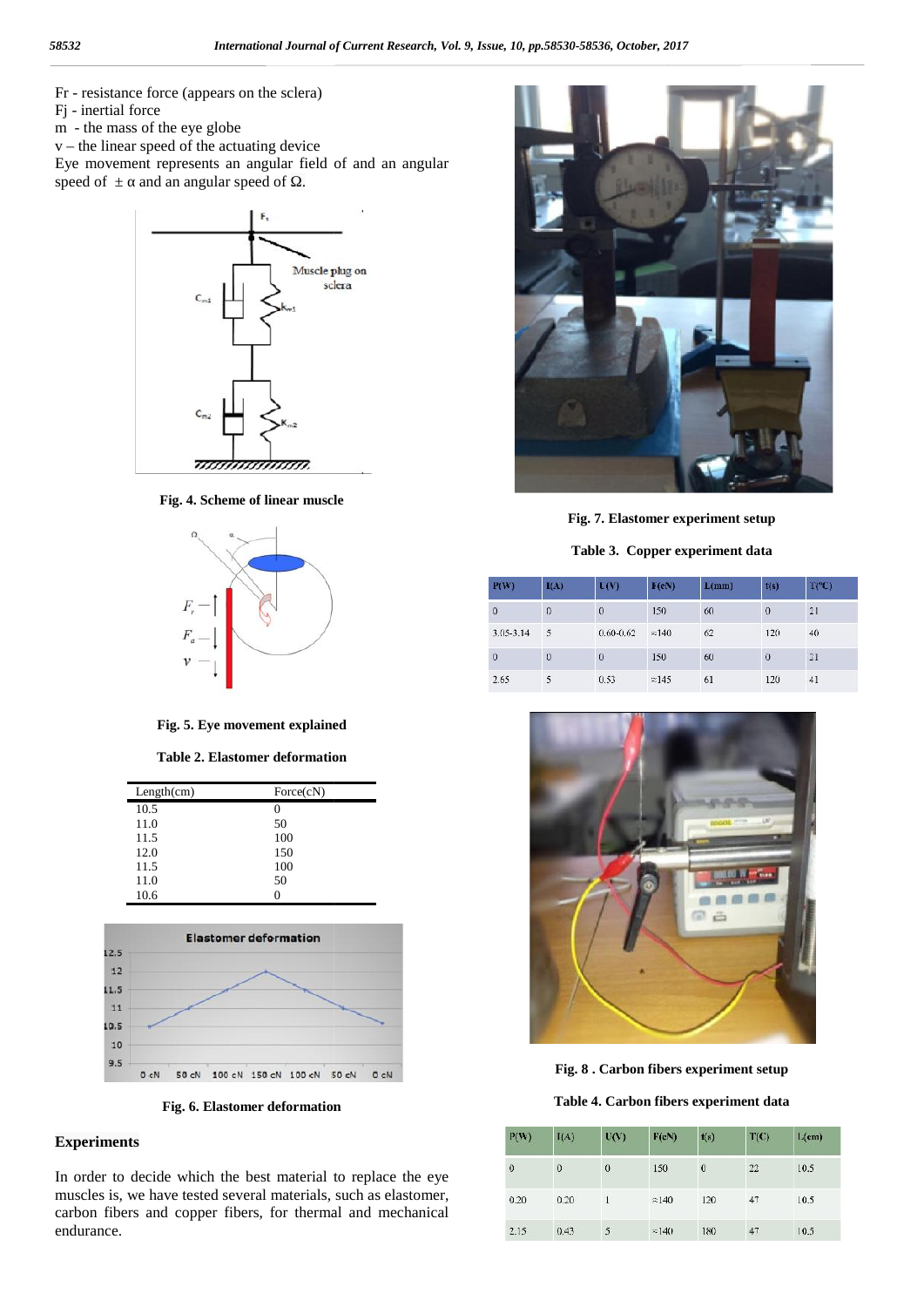Fr - resistance force (appears on the sclera)

Fj - inertial force

m - the mass of the eye globe

v – the linear speed of the actuating device

Eye movement represents an angular field of and an angular speed of $\pm\alpha$ and an angular speed of $\Omega$.

**Fig. 4. Scheme of linear muscle**

**Fig. 5. Eye movement explained**

**Table 2. Elastomer deformation**

| Length(cm) | Force(cN) |
|---|---|
| 10.5 | 0 |
| 11.0 | 50 |
| 11.5 | 100 |
| 12.0 | 150 |
| 11.5 | 100 |
| 11.0 | 50 |
| 10.6 | 0 |

**Fig. 6. Elastomer deformation**

## Experiments

In order to decide which the best material to replace the eye muscles is, we have tested several materials, such as elastomer, carbon fibers and copper fibers, for thermal and mechanical endurance.

**Fig. 7. Elastomer experiment setup**

**Table 3. Copper experiment data**

| P(W) | I(A) | U(V) | F(cN) | L(mm) | t(s) | T(°C) |
|---|---|---|---|---|---|---|
| 0 | 0 | 0 | 150 | 60 | 0 | 21 |
| 3.05-3.14 | 5 | 0.60-0.62 | ≈140 | 62 | 120 | 40 |
| 0 | 0 | 0 | 150 | 60 | 0 | 21 |
| 2.65 | 5 | 0.53 | ≈145 | 61 | 120 | 41 |

**Fig. 8 . Carbon fibers experiment setup**

**Table 4. Carbon fibers experiment data**

| P(W) | I(A) | U(V) | F(cN) | t(s) | T(C) | L(cm) |
|---|---|---|---|---|---|---|
| 0 | 0 | 0 | 150 | 0 | 22 | 10.5 |
| 0.20 | 0.20 | 1 | ≈140 | 120 | 47 | 10.5 |
| 2.15 | 0.43 | 5 | ≈140 | 180 | 47 | 10.5 |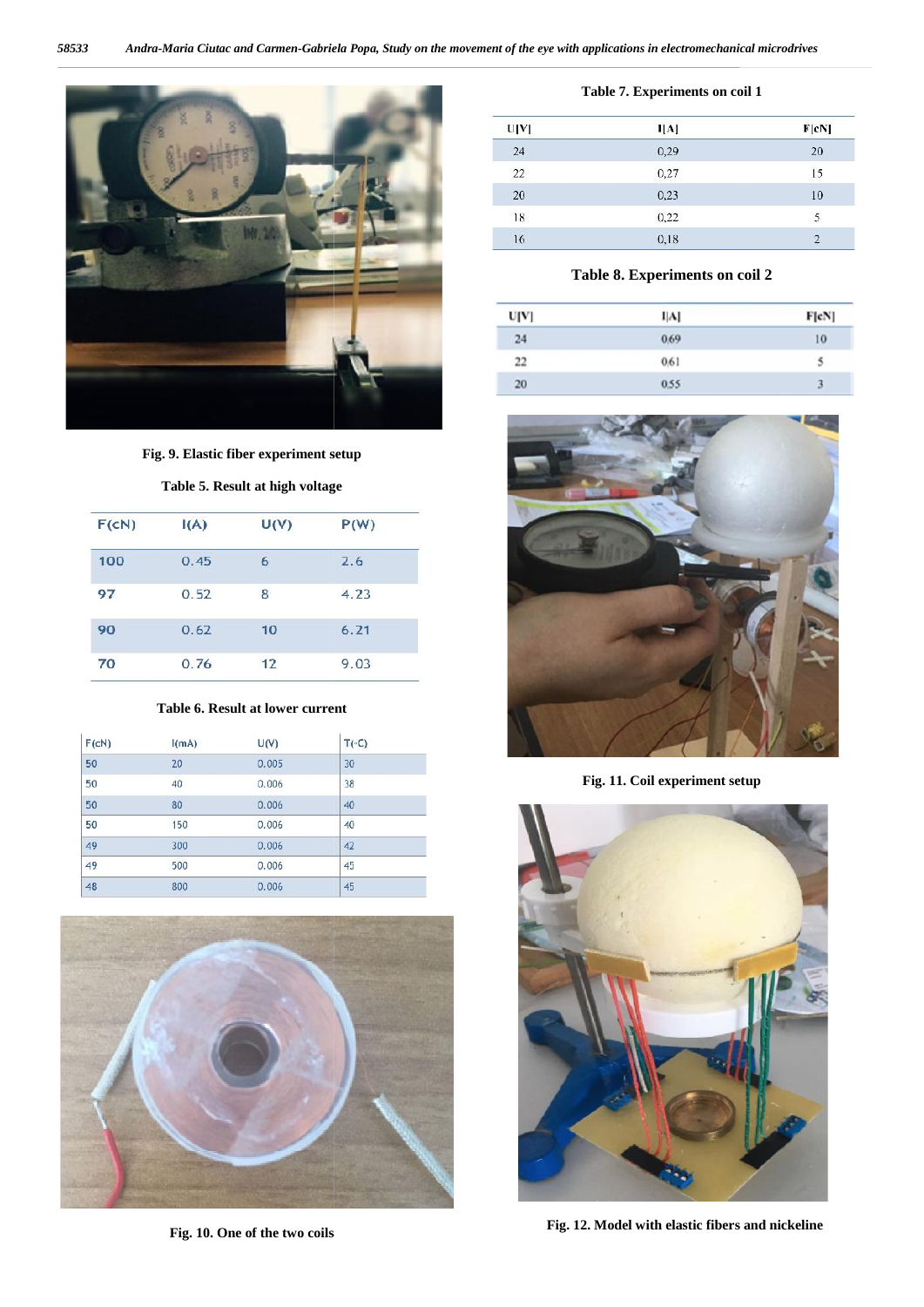Fig. 9. Elastic fiber experiment setup

Table 5. Result at high voltage

| F(cN) | I(A) | U(V) | P(W) |
|---|---|---|---|
| 100 | 0.45 | 6 | 2.6 |
| 97 | 0.52 | 8 | 4.23 |
| 90 | 0.62 | 10 | 6.21 |
| 70 | 0.76 | 12 | 9.03 |

Table 6. Result at lower current

| F(cN) | I(mA) | U(V) | T(◦C) |
|---|---|---|---|
| 50 | 20 | 0.005 | 30 |
| 50 | 40 | 0.006 | 38 |
| 50 | 80 | 0.006 | 40 |
| 50 | 150 | 0.006 | 40 |
| 49 | 300 | 0.006 | 42 |
| 49 | 500 | 0.006 | 45 |
| 48 | 800 | 0.006 | 45 |

Fig. 10. One of the two coils

Table 7. Experiments on coil 1

| U[V] | I[A] | F[cN] |
|---|---|---|
| 24 | 0,29 | 20 |
| 22 | 0,27 | 15 |
| 20 | 0,23 | 10 |
| 18 | 0,22 | 5 |
| 16 | 0,18 | 2 |

Table 8. Experiments on coil 2

| U[V] | I[A] | F[cN] |
|---|---|---|
| 24 | 0.69 | 10 |
| 22 | 0.61 | 5 |
| 20 | 0.55 | 3 |

Fig. 11. Coil experiment setup

Fig. 12. Model with elastic fibers and nickeline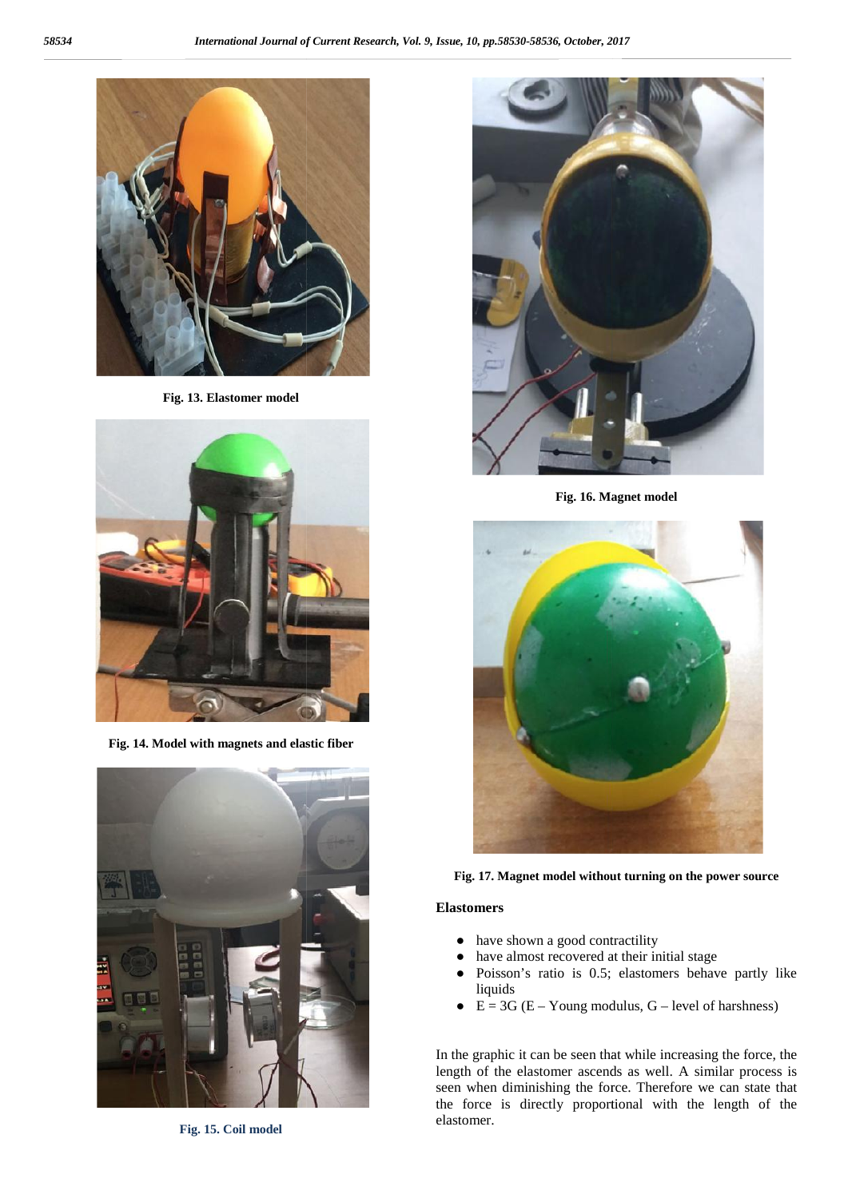Fig. 13. Elastomer model

Fig. 14. Model with magnets and elastic fiber

Fig. 15. Coil model

Fig. 16. Magnet model

Fig. 17. Magnet model without turning on the power source

**Elastomers**

- have shown a good contractility
- have almost recovered at their initial stage
- Poisson's ratio is 0.5; elastomers behave partly like liquids
- $E = 3G$ (E – Young modulus, G – level of harshness)

In the graphic it can be seen that while increasing the force, the length of the elastomer ascends as well. A similar process is seen when diminishing the force. Therefore we can state that the force is directly proportional with the length of the elastomer.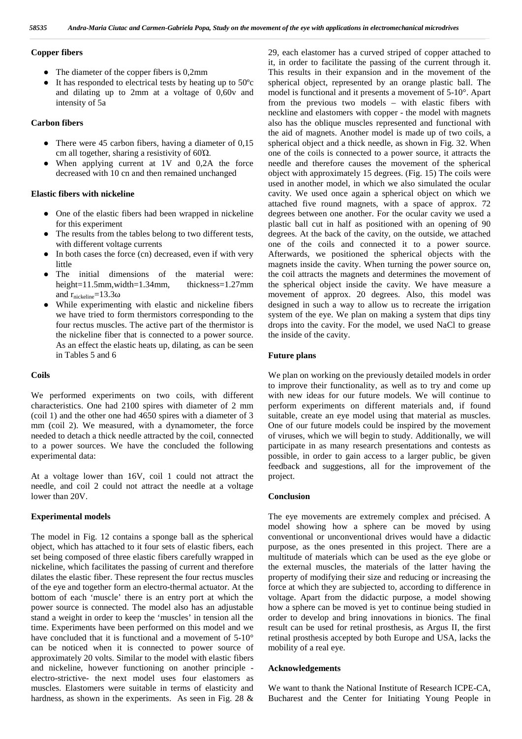### Copper fibers

- The diameter of the copper fibers is 0,2mm
- It has responded to electrical tests by heating up to 50ºc and dilating up to 2mm at a voltage of 0,60v and intensity of 5a

### Carbon fibers

- There were 45 carbon fibers, having a diameter of 0,15 cm all together, sharing a resistivity of 60Ω.
- When applying current at 1V and 0,2A the force decreased with 10 cn and then remained unchanged

### Elastic fibers with nickeline

- One of the elastic fibers had been wrapped in nickeline for this experiment
- The results from the tables belong to two different tests, with different voltage currents
- In both cases the force (cn) decreased, even if with very little
- The initial dimensions of the material were: height=11.5mm,width=1.34mm, thickness=1.27mm and $r_{nickeline}$=13.3ω
- While experimenting with elastic and nickeline fibers we have tried to form thermistors corresponding to the four rectus muscles. The active part of the thermistor is the nickeline fiber that is connected to a power source. As an effect the elastic heats up, dilating, as can be seen in Tables 5 and 6

### Coils

We performed experiments on two coils, with different characteristics. One had 2100 spires with diameter of 2 mm (coil 1) and the other one had 4650 spires with a diameter of 3 mm (coil 2). We measured, with a dynamometer, the force needed to detach a thick needle attracted by the coil, connected to a power sources. We have the concluded the following experimental data:

At a voltage lower than 16V, coil 1 could not attract the needle, and coil 2 could not attract the needle at a voltage lower than 20V.

### Experimental models

The model in Fig. 12 contains a sponge ball as the spherical object, which has attached to it four sets of elastic fibers, each set being composed of three elastic fibers carefully wrapped in nickeline, which facilitates the passing of current and therefore dilates the elastic fiber. These represent the four rectus muscles of the eye and together form an electro-thermal actuator. At the bottom of each 'muscle' there is an entry port at which the power source is connected. The model also has an adjustable stand a weight in order to keep the 'muscles' in tension all the time. Experiments have been performed on this model and we have concluded that it is functional and a movement of 5-10° can be noticed when it is connected to power source of approximately 20 volts. Similar to the model with elastic fibers and nickeline, however functioning on another principle - electro-strictive- the next model uses four elastomers as muscles. Elastomers were suitable in terms of elasticity and hardness, as shown in the experiments. As seen in Fig. 28 & 29, each elastomer has a curved striped of copper attached to it, in order to facilitate the passing of the current through it. This results in their expansion and in the movement of the spherical object, represented by an orange plastic ball. The model is functional and it presents a movement of 5-10°. Apart from the previous two models – with elastic fibers with neckline and elastomers with copper - the model with magnets also has the oblique muscles represented and functional with the aid of magnets. Another model is made up of two coils, a spherical object and a thick needle, as shown in Fig. 32. When one of the coils is connected to a power source, it attracts the needle and therefore causes the movement of the spherical object with approximately 15 degrees. (Fig. 15) The coils were used in another model, in which we also simulated the ocular cavity. We used once again a spherical object on which we attached five round magnets, with a space of approx. 72 degrees between one another. For the ocular cavity we used a plastic ball cut in half as positioned with an opening of 90 degrees. At the back of the cavity, on the outside, we attached one of the coils and connected it to a power source. Afterwards, we positioned the spherical objects with the magnets inside the cavity. When turning the power source on, the coil attracts the magnets and determines the movement of the spherical object inside the cavity. We have measure a movement of approx. 20 degrees. Also, this model was designed in such a way to allow us to recreate the irrigation system of the eye. We plan on making a system that dips tiny drops into the cavity. For the model, we used NaCl to grease the inside of the cavity.

### Future plans

We plan on working on the previously detailed models in order to improve their functionality, as well as to try and come up with new ideas for our future models. We will continue to perform experiments on different materials and, if found suitable, create an eye model using that material as muscles. One of our future models could be inspired by the movement of viruses, which we will begin to study. Additionally, we will participate in as many research presentations and contests as possible, in order to gain access to a larger public, be given feedback and suggestions, all for the improvement of the project.

### Conclusion

The eye movements are extremely complex and précised. A model showing how a sphere can be moved by using conventional or unconventional drives would have a didactic purpose, as the ones presented in this project. There are a multitude of materials which can be used as the eye globe or the external muscles, the materials of the latter having the property of modifying their size and reducing or increasing the force at which they are subjected to, according to difference in voltage. Apart from the didactic purpose, a model showing how a sphere can be moved is yet to continue being studied in order to develop and bring innovations in bionics. The final result can be used for retinal prosthesis, as Argus II, the first retinal prosthesis accepted by both Europe and USA, lacks the mobility of a real eye.

### Acknowledgements

We want to thank the National Institute of Research ICPE-CA, Bucharest and the Center for Initiating Young People in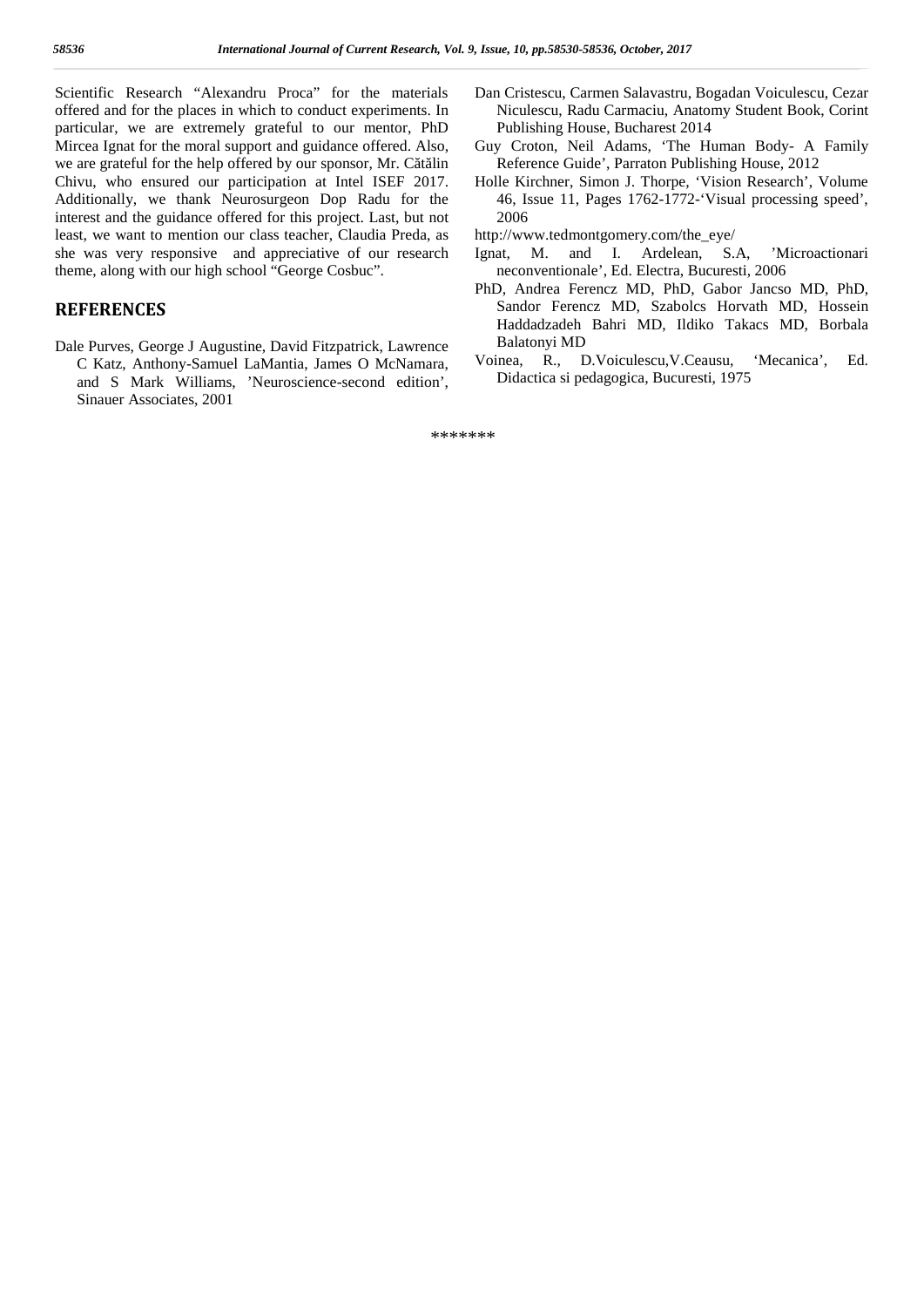Scientific Research "Alexandru Proca" for the materials offered and for the places in which to conduct experiments. In particular, we are extremely grateful to our mentor, PhD Mircea Ignat for the moral support and guidance offered. Also, we are grateful for the help offered by our sponsor, Mr. Cătălin Chivu, who ensured our participation at Intel ISEF 2017. Additionally, we thank Neurosurgeon Dop Radu for the interest and the guidance offered for this project. Last, but not least, we want to mention our class teacher, Claudia Preda, as she was very responsive and appreciative of our research theme, along with our high school "George Cosbuc".

## REFERENCES

Dale Purves, George J Augustine, David Fitzpatrick, Lawrence C Katz, Anthony-Samuel LaMantia, James O McNamara, and S Mark Williams, 'Neuroscience-second edition', Sinauer Associates, 2001

Dan Cristescu, Carmen Salavastru, Bogadan Voiculescu, Cezar Niculescu, Radu Carmaciu, Anatomy Student Book, Corint Publishing House, Bucharest 2014

Guy Croton, Neil Adams, 'The Human Body- A Family Reference Guide', Parraton Publishing House, 2012

Holle Kirchner, Simon J. Thorpe, 'Vision Research', Volume 46, Issue 11, Pages 1762-1772-'Visual processing speed', 2006

http://www.tedmontgomery.com/the_eye/

Ignat, M. and I. Ardelean, S.A, 'Microactionari neconventionale', Ed. Electra, Bucuresti, 2006

PhD, Andrea Ferencz MD, PhD, Gabor Jancso MD, PhD, Sandor Ferencz MD, Szabolcs Horvath MD, Hossein Haddadzadeh Bahri MD, Ildiko Takacs MD, Borbala Balatonyi MD

Voinea, R., D.Voiculescu,V.Ceausu, 'Mecanica', Ed. Didactica si pedagogica, Bucuresti, 1975

*******